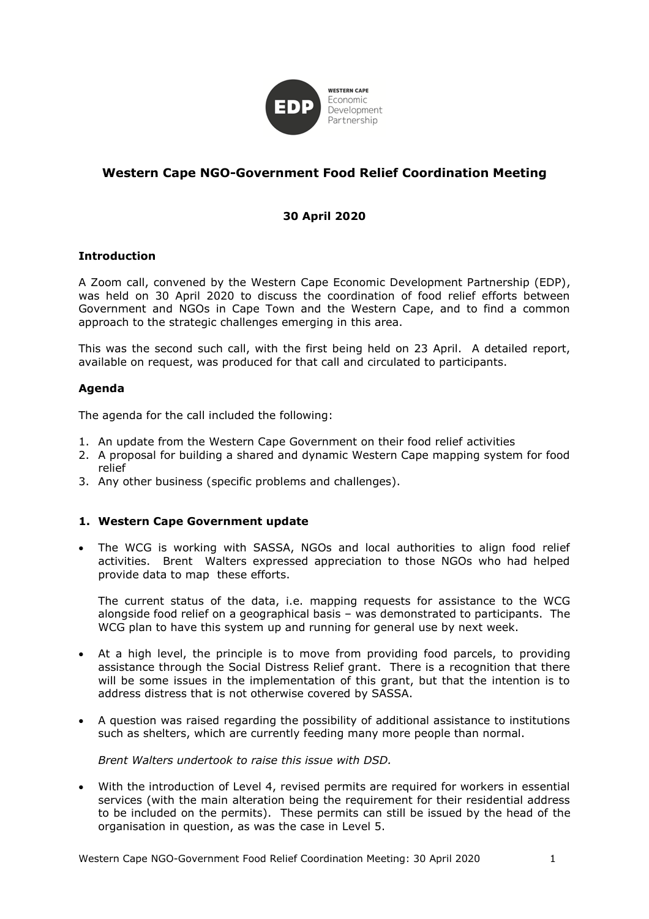# Western Cape NGO-Government Food Relief Coordination Meeting

**30 April 2020**

## Introduction

A Zoom call, convened by the Western Cape Economic Development Partnership (EDP), was held on 30 April 2020 to discuss the coordination of food relief efforts between Government and NGOs in Cape Town and the Western Cape, and to find a common approach to the strategic challenges emerging in this area.

This was the second such call, with the first being held on 23 April. A detailed report, available on request, was produced for that call and circulated to participants.

## Agenda

The agenda for the call included the following:

1. An update from the Western Cape Government on their food relief activities
2. A proposal for building a shared and dynamic Western Cape mapping system for food relief
3. Any other business (specific problems and challenges).

## 1. Western Cape Government update

- The WCG is working with SASSA, NGOs and local authorities to align food relief activities. Brent Walters expressed appreciation to those NGOs who had helped provide data to map these efforts.

  The current status of the data, i.e. mapping requests for assistance to the WCG alongside food relief on a geographical basis – was demonstrated to participants. The WCG plan to have this system up and running for general use by next week.

- At a high level, the principle is to move from providing food parcels, to providing assistance through the Social Distress Relief grant. There is a recognition that there will be some issues in the implementation of this grant, but that the intention is to address distress that is not otherwise covered by SASSA.

- A question was raised regarding the possibility of additional assistance to institutions such as shelters, which are currently feeding many more people than normal.

  *Brent Walters undertook to raise this issue with DSD.*

- With the introduction of Level 4, revised permits are required for workers in essential services (with the main alteration being the requirement for their residential address to be included on the permits). These permits can still be issued by the head of the organisation in question, as was the case in Level 5.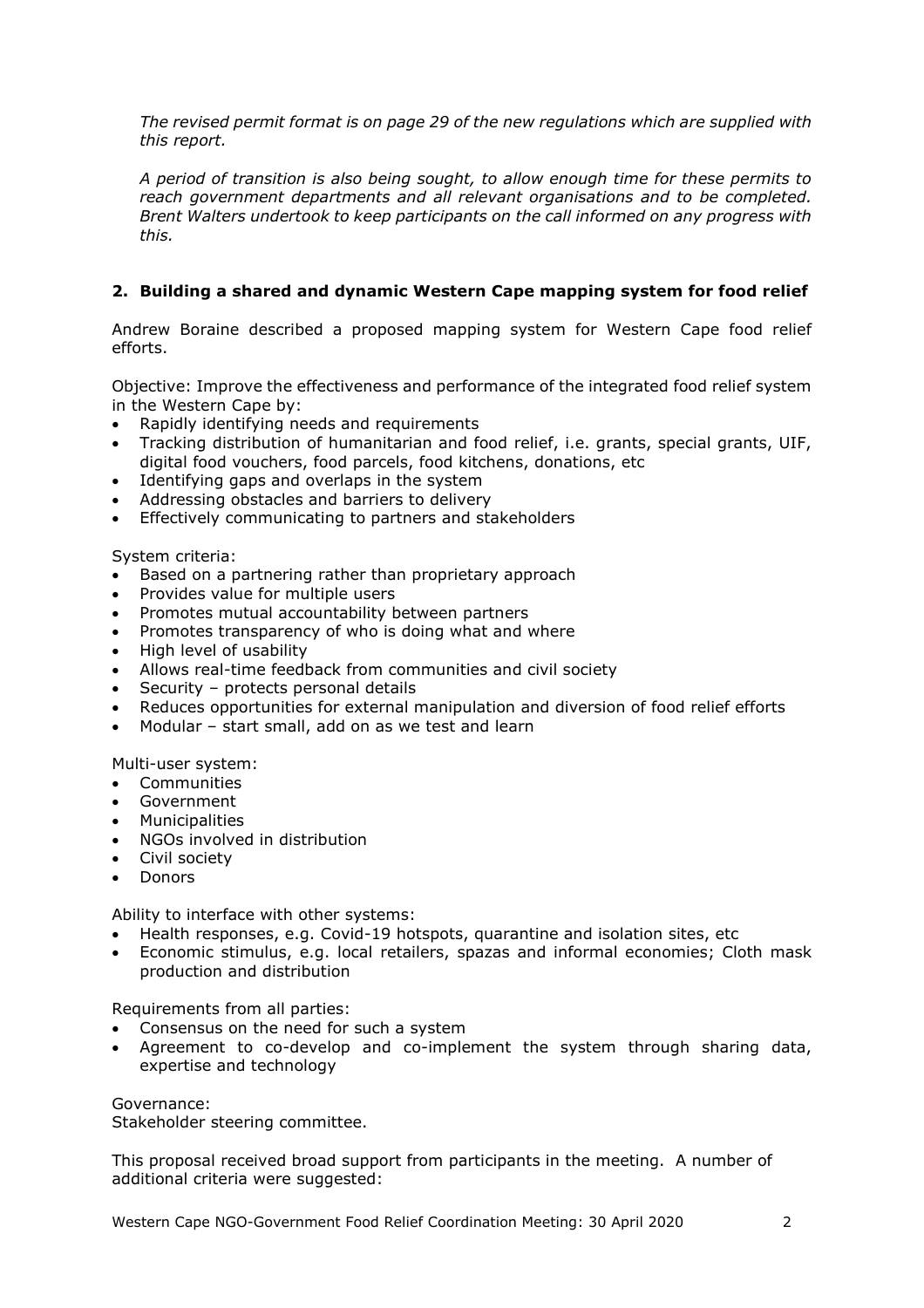*The revised permit format is on page 29 of the new regulations which are supplied with this report.*

*A period of transition is also being sought, to allow enough time for these permits to reach government departments and all relevant organisations and to be completed. Brent Walters undertook to keep participants on the call informed on any progress with this.*

## 2. Building a shared and dynamic Western Cape mapping system for food relief

Andrew Boraine described a proposed mapping system for Western Cape food relief efforts.

Objective: Improve the effectiveness and performance of the integrated food relief system in the Western Cape by:

- Rapidly identifying needs and requirements
- Tracking distribution of humanitarian and food relief, i.e. grants, special grants, UIF, digital food vouchers, food parcels, food kitchens, donations, etc
- Identifying gaps and overlaps in the system
- Addressing obstacles and barriers to delivery
- Effectively communicating to partners and stakeholders

System criteria:

- Based on a partnering rather than proprietary approach
- Provides value for multiple users
- Promotes mutual accountability between partners
- Promotes transparency of who is doing what and where
- High level of usability
- Allows real-time feedback from communities and civil society
- Security – protects personal details
- Reduces opportunities for external manipulation and diversion of food relief efforts
- Modular – start small, add on as we test and learn

Multi-user system:

- Communities
- Government
- Municipalities
- NGOs involved in distribution
- Civil society
- Donors

Ability to interface with other systems:

- Health responses, e.g. Covid-19 hotspots, quarantine and isolation sites, etc
- Economic stimulus, e.g. local retailers, spazas and informal economies; Cloth mask production and distribution

Requirements from all parties:

- Consensus on the need for such a system
- Agreement to co-develop and co-implement the system through sharing data, expertise and technology

Governance:
Stakeholder steering committee.

This proposal received broad support from participants in the meeting. A number of additional criteria were suggested: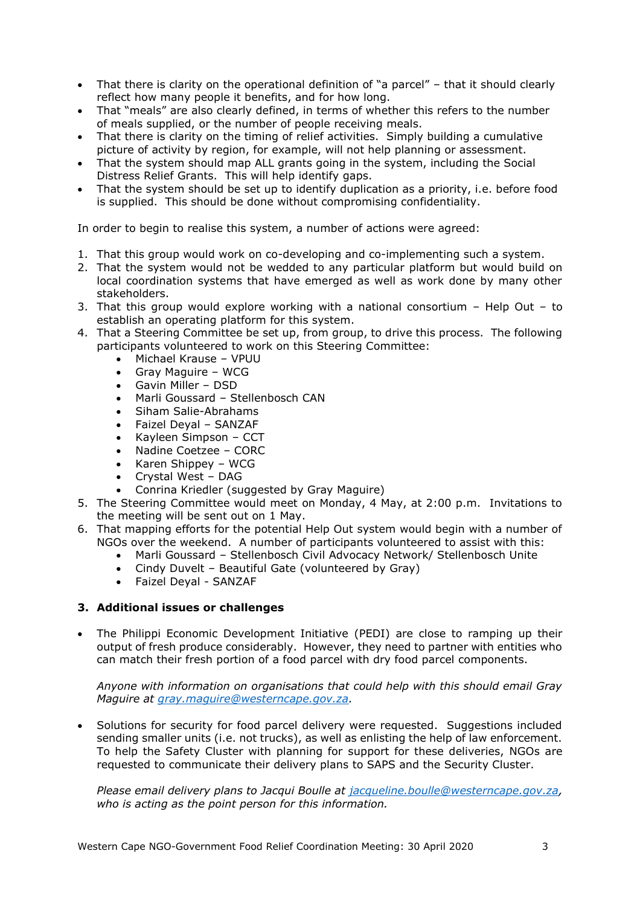- That there is clarity on the operational definition of "a parcel" – that it should clearly reflect how many people it benefits, and for how long.
- That "meals" are also clearly defined, in terms of whether this refers to the number of meals supplied, or the number of people receiving meals.
- That there is clarity on the timing of relief activities. Simply building a cumulative picture of activity by region, for example, will not help planning or assessment.
- That the system should map ALL grants going in the system, including the Social Distress Relief Grants. This will help identify gaps.
- That the system should be set up to identify duplication as a priority, i.e. before food is supplied. This should be done without compromising confidentiality.

In order to begin to realise this system, a number of actions were agreed:

1. That this group would work on co-developing and co-implementing such a system.
2. That the system would not be wedded to any particular platform but would build on local coordination systems that have emerged as well as work done by many other stakeholders.
3. That this group would explore working with a national consortium – Help Out – to establish an operating platform for this system.
4. That a Steering Committee be set up, from group, to drive this process. The following participants volunteered to work on this Steering Committee:
   - Michael Krause – VPUU
   - Gray Maguire – WCG
   - Gavin Miller – DSD
   - Marli Goussard – Stellenbosch CAN
   - Siham Salie-Abrahams
   - Faizel Deyal – SANZAF
   - Kayleen Simpson – CCT
   - Nadine Coetzee – CORC
   - Karen Shippey – WCG
   - Crystal West – DAG
   - Conrina Kriedler (suggested by Gray Maguire)
5. The Steering Committee would meet on Monday, 4 May, at 2:00 p.m. Invitations to the meeting will be sent out on 1 May.
6. That mapping efforts for the potential Help Out system would begin with a number of NGOs over the weekend. A number of participants volunteered to assist with this:
   - Marli Goussard – Stellenbosch Civil Advocacy Network/ Stellenbosch Unite
   - Cindy Duvelt – Beautiful Gate (volunteered by Gray)
   - Faizel Deyal - SANZAF

### 3. Additional issues or challenges

- The Philippi Economic Development Initiative (PEDI) are close to ramping up their output of fresh produce considerably. However, they need to partner with entities who can match their fresh portion of a food parcel with dry food parcel components.

  *Anyone with information on organisations that could help with this should email Gray Maguire at gray.maguire@westerncape.gov.za.*

- Solutions for security for food parcel delivery were requested. Suggestions included sending smaller units (i.e. not trucks), as well as enlisting the help of law enforcement. To help the Safety Cluster with planning for support for these deliveries, NGOs are requested to communicate their delivery plans to SAPS and the Security Cluster.

  *Please email delivery plans to Jacqui Boulle at jacqueline.boulle@westerncape.gov.za, who is acting as the point person for this information.*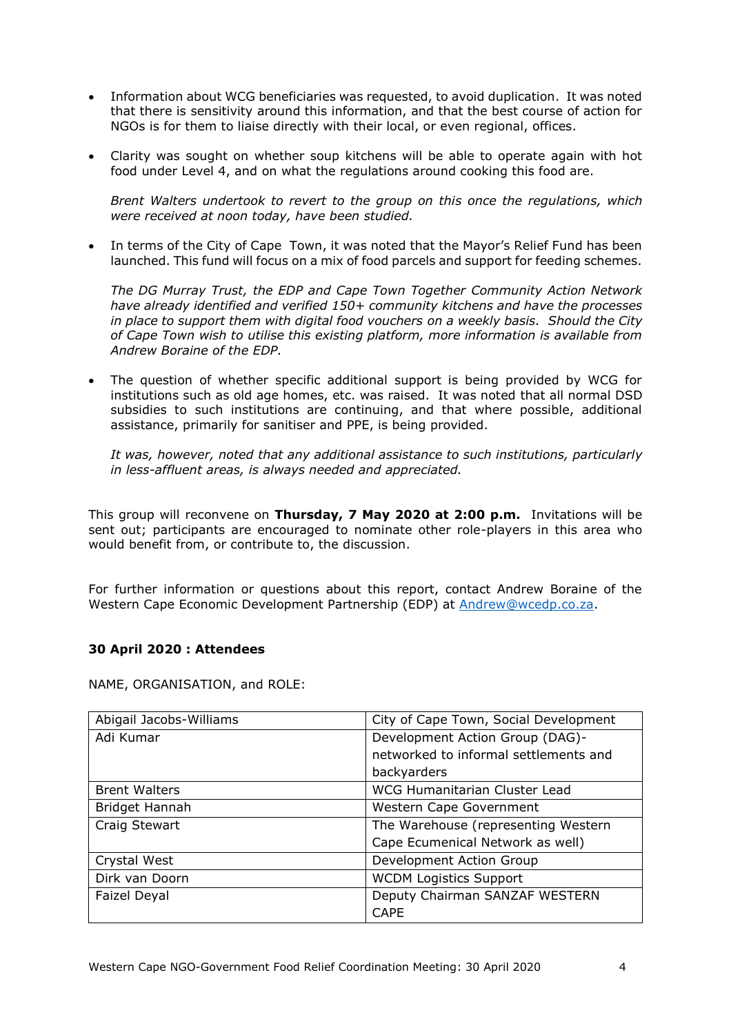- Information about WCG beneficiaries was requested, to avoid duplication. It was noted that there is sensitivity around this information, and that the best course of action for NGOs is for them to liaise directly with their local, or even regional, offices.

- Clarity was sought on whether soup kitchens will be able to operate again with hot food under Level 4, and on what the regulations around cooking this food are.

  *Brent Walters undertook to revert to the group on this once the regulations, which were received at noon today, have been studied.*

- In terms of the City of Cape Town, it was noted that the Mayor's Relief Fund has been launched. This fund will focus on a mix of food parcels and support for feeding schemes.

  *The DG Murray Trust, the EDP and Cape Town Together Community Action Network have already identified and verified 150+ community kitchens and have the processes in place to support them with digital food vouchers on a weekly basis. Should the City of Cape Town wish to utilise this existing platform, more information is available from Andrew Boraine of the EDP.*

- The question of whether specific additional support is being provided by WCG for institutions such as old age homes, etc. was raised. It was noted that all normal DSD subsidies to such institutions are continuing, and that where possible, additional assistance, primarily for sanitiser and PPE, is being provided.

  *It was, however, noted that any additional assistance to such institutions, particularly in less-affluent areas, is always needed and appreciated.*

This group will reconvene on **Thursday, 7 May 2020 at 2:00 p.m.** Invitations will be sent out; participants are encouraged to nominate other role-players in this area who would benefit from, or contribute to, the discussion.

For further information or questions about this report, contact Andrew Boraine of the Western Cape Economic Development Partnership (EDP) at Andrew@wcedp.co.za.

**30 April 2020 : Attendees**

NAME, ORGANISATION, and ROLE:

| | |
|---|---|
| Abigail Jacobs-Williams | City of Cape Town, Social Development |
| Adi Kumar | Development Action Group (DAG)- networked to informal settlements and backyarders |
| Brent Walters | WCG Humanitarian Cluster Lead |
| Bridget Hannah | Western Cape Government |
| Craig Stewart | The Warehouse (representing Western Cape Ecumenical Network as well) |
| Crystal West | Development Action Group |
| Dirk van Doorn | WCDM Logistics Support |
| Faizel Deyal | Deputy Chairman SANZAF WESTERN CAPE |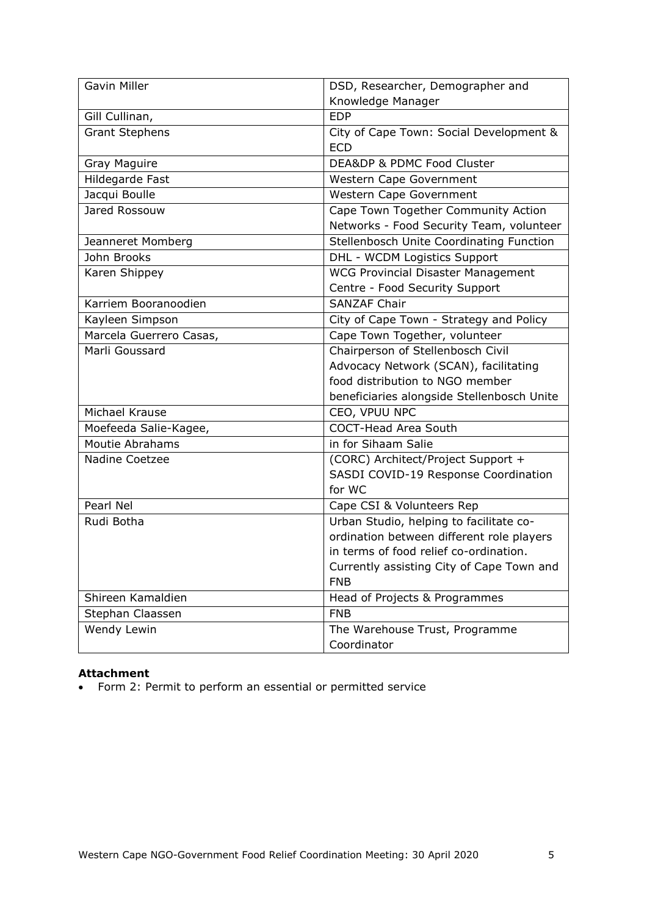| | |
|---|---|
| Gavin Miller | DSD, Researcher, Demographer and Knowledge Manager |
| Gill Cullinan, | EDP |
| Grant Stephens | City of Cape Town: Social Development & ECD |
| Gray Maguire | DEA&DP & PDMC Food Cluster |
| Hildegarde Fast | Western Cape Government |
| Jacqui Boulle | Western Cape Government |
| Jared Rossouw | Cape Town Together Community Action Networks - Food Security Team, volunteer |
| Jeanneret Momberg | Stellenbosch Unite Coordinating Function |
| John Brooks | DHL - WCDM Logistics Support |
| Karen Shippey | WCG Provincial Disaster Management Centre - Food Security Support |
| Karriem Booranoodien | SANZAF Chair |
| Kayleen Simpson | City of Cape Town - Strategy and Policy |
| Marcela Guerrero Casas, | Cape Town Together, volunteer |
| Marli Goussard | Chairperson of Stellenbosch Civil Advocacy Network (SCAN), facilitating food distribution to NGO member beneficiaries alongside Stellenbosch Unite |
| Michael Krause | CEO, VPUU NPC |
| Moefeeda Salie-Kagee, | COCT-Head Area South |
| Moutie Abrahams | in for Sihaam Salie |
| Nadine Coetzee | (CORC) Architect/Project Support + SASDI COVID-19 Response Coordination for WC |
| Pearl Nel | Cape CSI & Volunteers Rep |
| Rudi Botha | Urban Studio, helping to facilitate co-ordination between different role players in terms of food relief co-ordination. Currently assisting City of Cape Town and FNB |
| Shireen Kamaldien | Head of Projects & Programmes |
| Stephan Claassen | FNB |
| Wendy Lewin | The Warehouse Trust, Programme Coordinator |

**Attachment**

- Form 2: Permit to perform an essential or permitted service